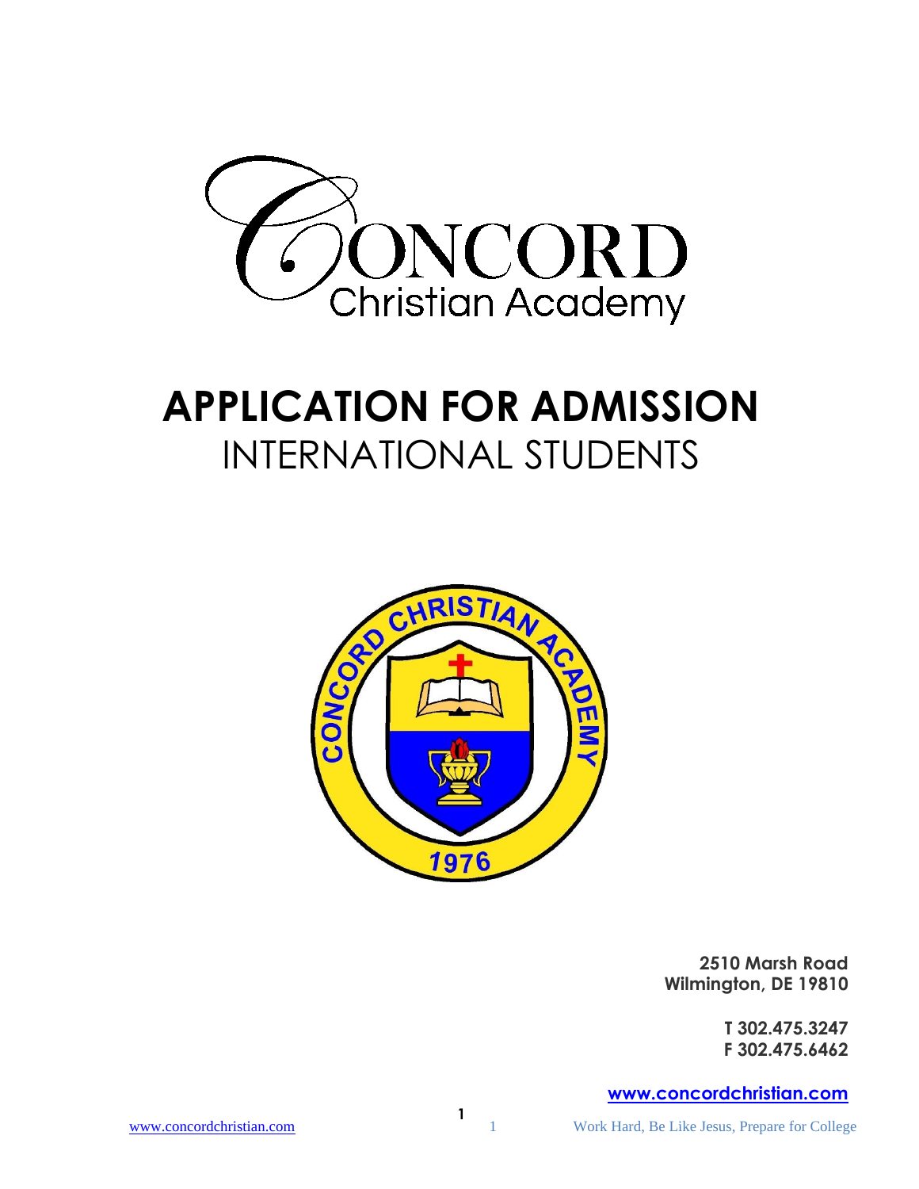# CONCORD Christian Academy

# APPLICATION FOR ADMISSION

## INTERNATIONAL STUDENTS

CONCORD CHRISTIAN ACADEMY 1976

**2510 Marsh Road**
**Wilmington, DE 19810**

**T 302.475.3247**
**F 302.475.6462**

**www.concordchristian.com**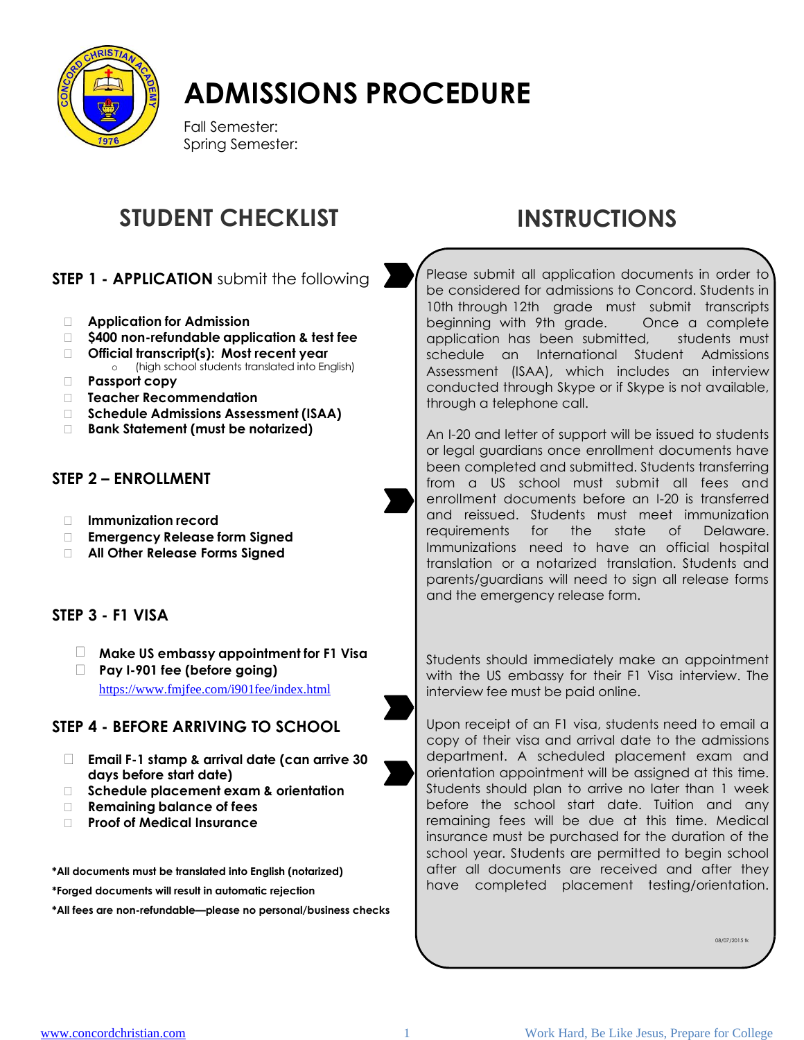# ADMISSIONS PROCEDURE

Fall Semester:
Spring Semester:

## STUDENT CHECKLIST

### STEP 1 - APPLICATION submit the following

- ☐ **Application for Admission**
- ☐ **$400 non-refundable application & test fee**
- ☐ **Official transcript(s): Most recent year**
  - (high school students translated into English)
- ☐ **Passport copy**
- ☐ **Teacher Recommendation**
- ☐ **Schedule Admissions Assessment (ISAA)**
- ☐ **Bank Statement (must be notarized)**

### STEP 2 – ENROLLMENT

- ☐ **Immunization record**
- ☐ **Emergency Release form Signed**
- ☐ **All Other Release Forms Signed**

### STEP 3 - F1 VISA

- ☐ **Make US embassy appointment for F1 Visa**
- ☐ **Pay I-901 fee (before going)**
  https://www.fmjfee.com/i901fee/index.html

### STEP 4 - BEFORE ARRIVING TO SCHOOL

- ☐ **Email F-1 stamp & arrival date (can arrive 30 days before start date)**
- ☐ **Schedule placement exam & orientation**
- ☐ **Remaining balance of fees**
- ☐ **Proof of Medical Insurance**

**\*All documents must be translated into English (notarized)**

**\*Forged documents will result in automatic rejection**

**\*All fees are non-refundable—please no personal/business checks**

## INSTRUCTIONS

Please submit all application documents in order to be considered for admissions to Concord. Students in 10th through 12th grade must submit transcripts beginning with 9th grade. Once a complete application has been submitted, students must schedule an International Student Admissions Assessment (ISAA), which includes an interview conducted through Skype or if Skype is not available, through a telephone call.

An I-20 and letter of support will be issued to students or legal guardians once enrollment documents have been completed and submitted. Students transferring from a US school must submit all fees and enrollment documents before an I-20 is transferred and reissued. Students must meet immunization requirements for the state of Delaware. Immunizations need to have an official hospital translation or a notarized translation. Students and parents/guardians will need to sign all release forms and the emergency release form.

Students should immediately make an appointment with the US embassy for their F1 Visa interview. The interview fee must be paid online.

Upon receipt of an F1 visa, students need to email a copy of their visa and arrival date to the admissions department. A scheduled placement exam and orientation appointment will be assigned at this time. Students should plan to arrive no later than 1 week before the school start date. Tuition and any remaining fees will be due at this time. Medical insurance must be purchased for the duration of the school year. Students are permitted to begin school after all documents are received and after they have completed placement testing/orientation.

08/07/2015 tk

www.concordchristian.com

Work Hard, Be Like Jesus, Prepare for College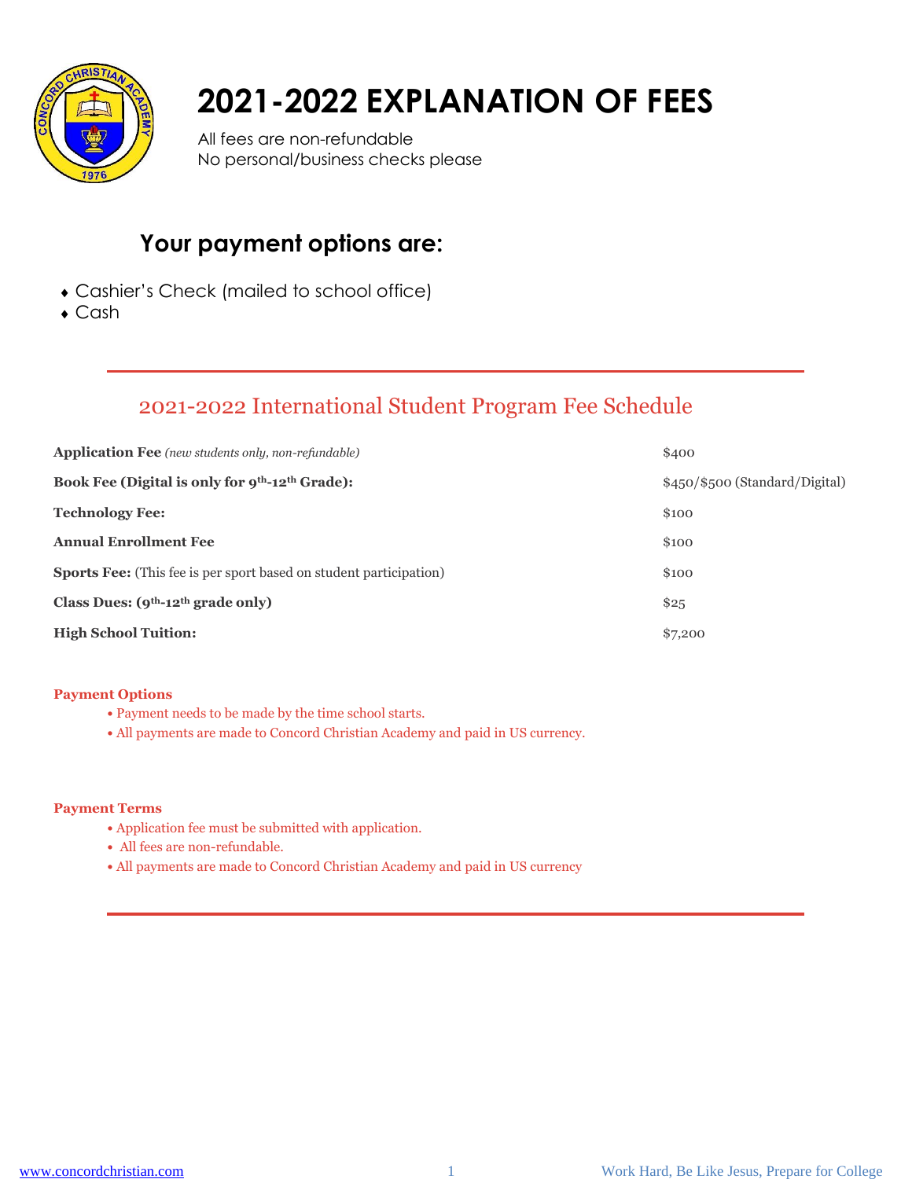# 2021-2022 EXPLANATION OF FEES

All fees are non-refundable
No personal/business checks please

## Your payment options are:

- Cashier's Check (mailed to school office)
- Cash

---

## 2021-2022 International Student Program Fee Schedule

| | |
|---|---|
| **Application Fee** *(new students only, non-refundable)* | $400 |
| **Book Fee (Digital is only for 9th-12th Grade):** | $450/$500 (Standard/Digital) |
| **Technology Fee:** | $100 |
| **Annual Enrollment Fee** | $100 |
| **Sports Fee:** (This fee is per sport based on student participation) | $100 |
| **Class Dues: (9th-12th grade only)** | $25 |
| **High School Tuition:** | $7,200 |

**Payment Options**

- Payment needs to be made by the time school starts.
- All payments are made to Concord Christian Academy and paid in US currency.

**Payment Terms**

- Application fee must be submitted with application.
- All fees are non-refundable.
- All payments are made to Concord Christian Academy and paid in US currency

---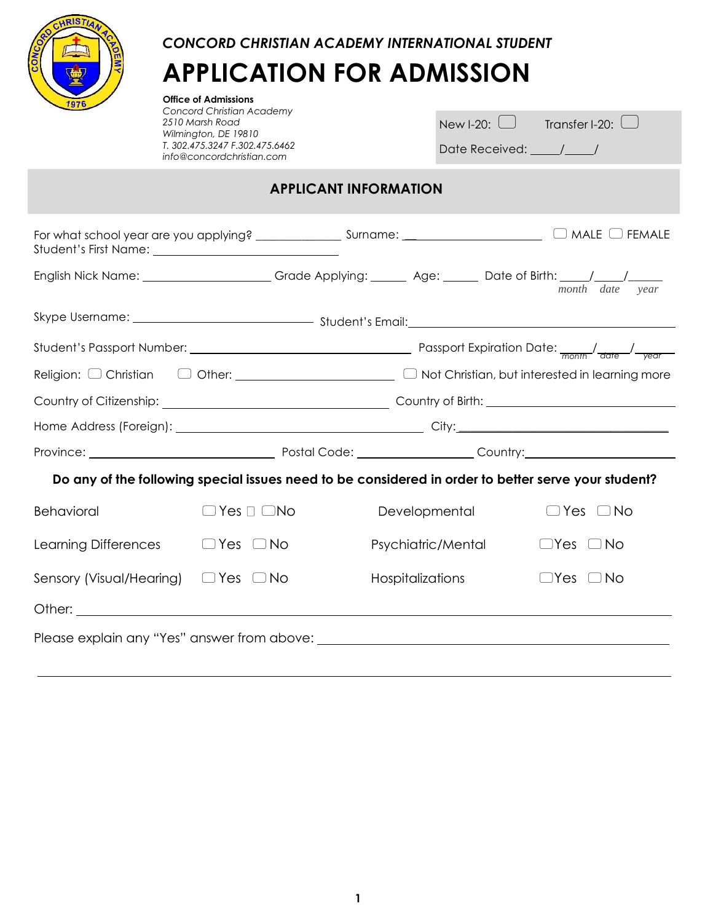*CONCORD CHRISTIAN ACADEMY INTERNATIONAL STUDENT*

# APPLICATION FOR ADMISSION

**Office of Admissions**
*Concord Christian Academy*
*2510 Marsh Road*
*Wilmington, DE 19810*
*T. 302.475.3247 F.302.475.6462*
*info@concordchristian.com*

New I-20: ☐ Transfer I-20: ☐

Date Received: \_\_\_\_/\_\_\_\_/

## APPLICANT INFORMATION

For what school year are you applying? \_\_\_\_\_\_\_\_\_\_\_\_\_ Surname: \_\_\_\_\_\_\_\_\_\_\_\_\_\_\_\_\_\_\_\_\_\_ ☐ MALE ☐ FEMALE

Student's First Name: \_\_\_\_\_\_\_\_\_\_\_\_\_\_\_\_\_\_\_\_\_\_\_\_\_\_\_\_

English Nick Name: \_\_\_\_\_\_\_\_\_\_\_\_\_\_\_\_\_\_\_\_ Grade Applying: \_\_\_\_\_\_ Age: \_\_\_\_\_\_ Date of Birth: \_\_\_\_/\_\_\_\_/\_\_\_\_\_ (*month date year*)

Skype Username: \_\_\_\_\_\_\_\_\_\_\_\_\_\_\_\_\_\_\_\_\_\_\_\_\_\_\_\_ Student's Email: \_\_\_\_\_\_\_\_\_\_\_\_\_\_\_\_\_\_\_\_\_\_\_\_\_\_\_\_\_\_\_\_\_\_\_\_\_\_\_\_\_\_\_\_

Student's Passport Number: \_\_\_\_\_\_\_\_\_\_\_\_\_\_\_\_\_\_\_\_\_\_\_\_\_\_\_\_\_\_\_\_\_\_ Passport Expiration Date: \_\_\_\_/\_\_\_\_/\_\_\_\_ (*month date year*)

Religion: ☐ Christian ☐ Other: \_\_\_\_\_\_\_\_\_\_\_\_\_\_\_\_\_\_\_\_\_\_\_\_ ☐ Not Christian, but interested in learning more

Country of Citizenship: \_\_\_\_\_\_\_\_\_\_\_\_\_\_\_\_\_\_\_\_\_\_\_\_\_\_\_\_\_\_\_\_\_\_ Country of Birth: \_\_\_\_\_\_\_\_\_\_\_\_\_\_\_\_\_\_\_\_\_\_\_\_\_\_\_\_\_\_

Home Address (Foreign): \_\_\_\_\_\_\_\_\_\_\_\_\_\_\_\_\_\_\_\_\_\_\_\_\_\_\_\_\_\_\_\_\_\_\_\_\_\_ City: \_\_\_\_\_\_\_\_\_\_\_\_\_\_\_\_\_\_\_\_\_\_\_\_\_\_\_\_\_\_\_\_\_

Province: \_\_\_\_\_\_\_\_\_\_\_\_\_\_\_\_\_\_\_\_\_\_\_\_\_\_\_\_ Postal Code: \_\_\_\_\_\_\_\_\_\_\_\_\_\_\_\_\_\_ Country: \_\_\_\_\_\_\_\_\_\_\_\_\_\_\_\_\_\_\_\_\_\_

**Do any of the following special issues need to be considered in order to better serve your student?**

| | | | |
|---|---|---|---|
| Behavioral | ☐ Yes ☐ No | Developmental | ☐ Yes ☐ No |
| Learning Differences | ☐ Yes ☐ No | Psychiatric/Mental | ☐ Yes ☐ No |
| Sensory (Visual/Hearing) | ☐ Yes ☐ No | Hospitalizations | ☐ Yes ☐ No |

Other: \_\_\_\_\_\_\_\_\_\_\_\_\_\_\_\_\_\_\_\_\_\_\_\_\_\_\_\_\_\_\_\_\_\_\_\_\_\_\_\_\_\_\_\_\_\_\_\_\_\_\_\_\_\_\_\_\_\_\_\_\_\_\_\_\_\_\_\_\_\_\_\_\_\_\_\_\_\_\_\_\_\_

Please explain any "Yes" answer from above: \_\_\_\_\_\_\_\_\_\_\_\_\_\_\_\_\_\_\_\_\_\_\_\_\_\_\_\_\_\_\_\_\_\_\_\_\_\_\_\_\_\_\_\_\_\_\_\_\_\_\_\_

\_\_\_\_\_\_\_\_\_\_\_\_\_\_\_\_\_\_\_\_\_\_\_\_\_\_\_\_\_\_\_\_\_\_\_\_\_\_\_\_\_\_\_\_\_\_\_\_\_\_\_\_\_\_\_\_\_\_\_\_\_\_\_\_\_\_\_\_\_\_\_\_\_\_\_\_\_\_\_\_\_\_\_\_\_\_\_\_\_\_\_\_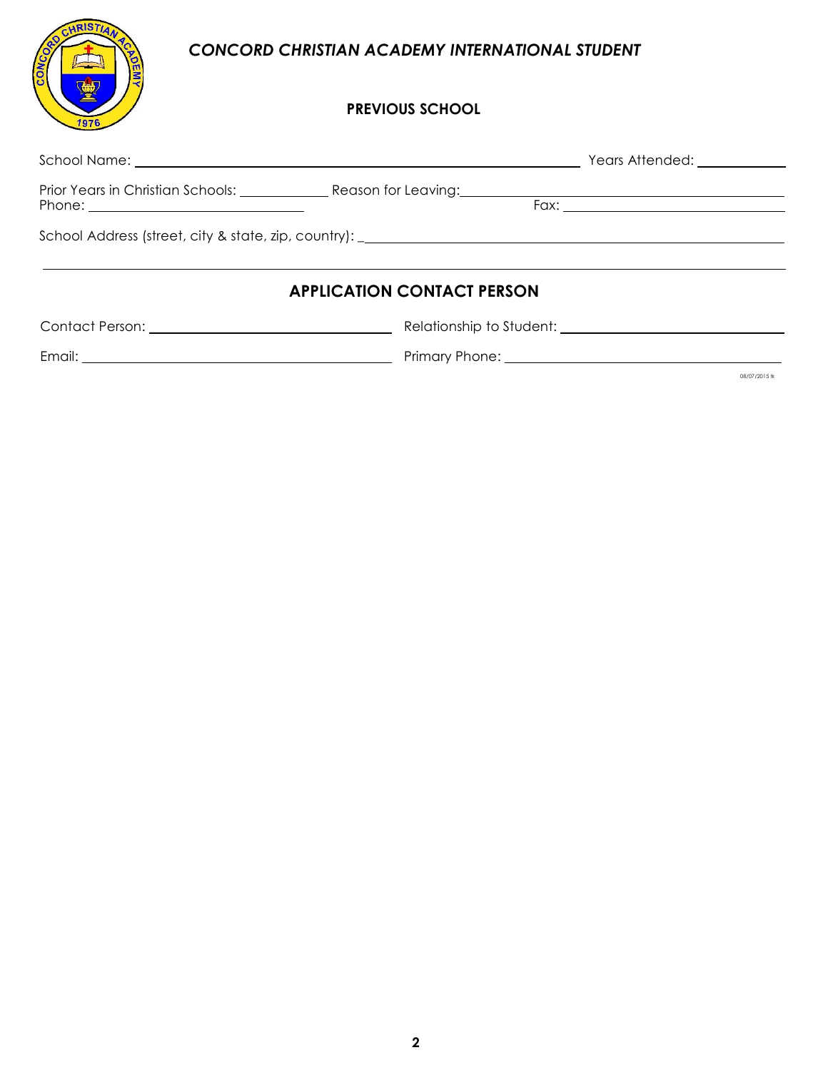## *CONCORD CHRISTIAN ACADEMY INTERNATIONAL STUDENT*

### PREVIOUS SCHOOL

School Name: ______________________________ Years Attended: ____________

Prior Years in Christian Schools: ____________ Reason for Leaving: ______________________________

Phone: ______________________________ Fax: ______________________________

School Address (street, city & state, zip, country): ______________________________

### APPLICATION CONTACT PERSON

Contact Person: ______________________________ Relationship to Student: ______________________________

Email: ______________________________ Primary Phone: ______________________________

08/07/2015 tk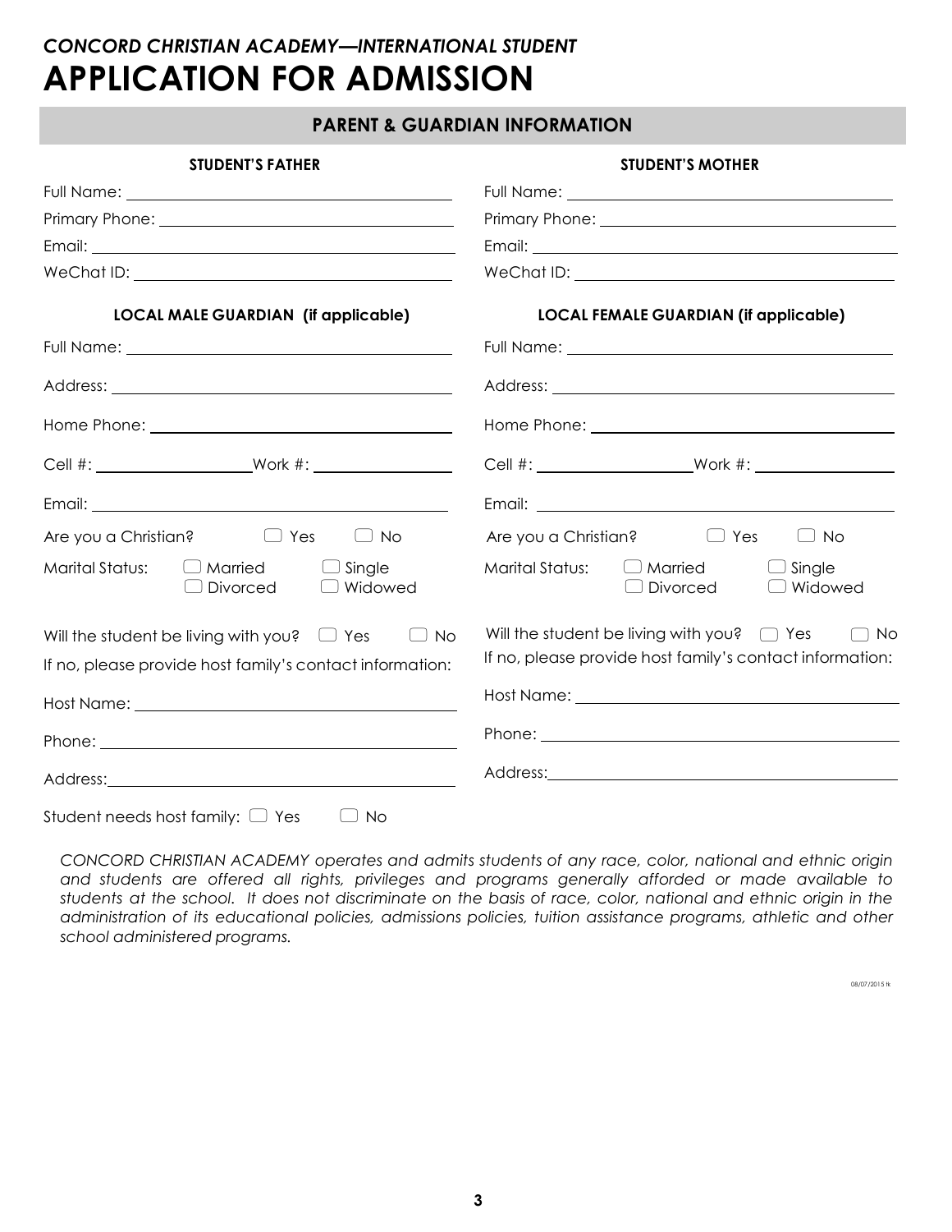*CONCORD CHRISTIAN ACADEMY—INTERNATIONAL STUDENT*

# APPLICATION FOR ADMISSION

## PARENT & GUARDIAN INFORMATION

### STUDENT'S FATHER

Full Name: ______________________________

Primary Phone: ______________________________

Email: ______________________________

WeChat ID: ______________________________

### STUDENT'S MOTHER

Full Name: ______________________________

Primary Phone: ______________________________

Email: ______________________________

WeChat ID: ______________________________

### LOCAL MALE GUARDIAN (if applicable)

Full Name: ______________________________

Address: ______________________________

Home Phone: ______________________________

Cell #: ______________ Work #: ______________

Email: ______________________________

Are you a Christian? ☐ Yes ☐ No

Marital Status: ☐ Married ☐ Single ☐ Divorced ☐ Widowed

Will the student be living with you? ☐ Yes ☐ No

If no, please provide host family's contact information:

Host Name: ______________________________

Phone: ______________________________

Address: ______________________________

### LOCAL FEMALE GUARDIAN (if applicable)

Full Name: ______________________________

Address: ______________________________

Home Phone: ______________________________

Cell #: ______________ Work #: ______________

Email: ______________________________

Are you a Christian? ☐ Yes ☐ No

Marital Status: ☐ Married ☐ Single ☐ Divorced ☐ Widowed

Will the student be living with you? ☐ Yes ☐ No

If no, please provide host family's contact information:

Host Name: ______________________________

Phone: ______________________________

Address: ______________________________

Student needs host family: ☐ Yes ☐ No

*CONCORD CHRISTIAN ACADEMY operates and admits students of any race, color, national and ethnic origin and students are offered all rights, privileges and programs generally afforded or made available to students at the school. It does not discriminate on the basis of race, color, national and ethnic origin in the administration of its educational policies, admissions policies, tuition assistance programs, athletic and other school administered programs.*

08/07/2015 tk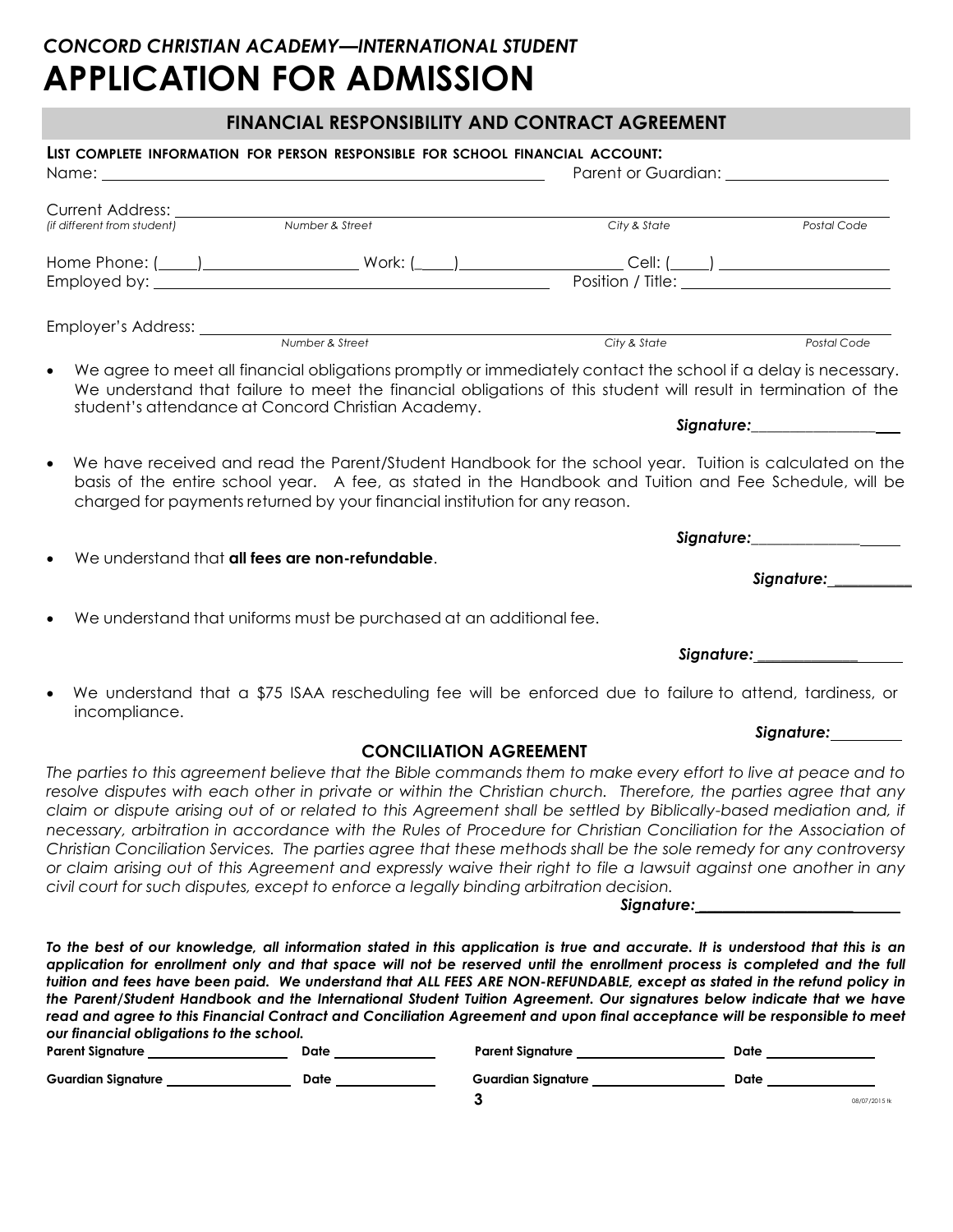*CONCORD CHRISTIAN ACADEMY—INTERNATIONAL STUDENT*

# APPLICATION FOR ADMISSION

## FINANCIAL RESPONSIBILITY AND CONTRACT AGREEMENT

**LIST COMPLETE INFORMATION FOR PERSON RESPONSIBLE FOR SCHOOL FINANCIAL ACCOUNT:**

Name: ______________________________ Parent or Guardian: ____________________

Current Address: ______________________________________________________________
*(if different from student)* *Number & Street* *City & State* *Postal Code*

Home Phone: (____)________________ Work: (____)________________ Cell: (____) ________________

Employed by: ______________________________ Position / Title: ____________________

Employer's Address: ______________________________________________________________
*Number & Street* *City & State* *Postal Code*

- We agree to meet all financial obligations promptly or immediately contact the school if a delay is necessary. We understand that failure to meet the financial obligations of this student will result in termination of the student's attendance at Concord Christian Academy.

  ***Signature:*** ________________

- We have received and read the Parent/Student Handbook for the school year. Tuition is calculated on the basis of the entire school year. A fee, as stated in the Handbook and Tuition and Fee Schedule, will be charged for payments returned by your financial institution for any reason.

  ***Signature:*** ________________

- We understand that **all fees are non-refundable**.

  ***Signature:*** ________________

- We understand that uniforms must be purchased at an additional fee.

  ***Signature:*** ________________

- We understand that a $75 ISAA rescheduling fee will be enforced due to failure to attend, tardiness, or incompliance.

  ***Signature:*** ________________

### CONCILIATION AGREEMENT

*The parties to this agreement believe that the Bible commands them to make every effort to live at peace and to resolve disputes with each other in private or within the Christian church. Therefore, the parties agree that any claim or dispute arising out of or related to this Agreement shall be settled by Biblically-based mediation and, if necessary, arbitration in accordance with the Rules of Procedure for Christian Conciliation for the Association of Christian Conciliation Services. The parties agree that these methods shall be the sole remedy for any controversy or claim arising out of this Agreement and expressly waive their right to file a lawsuit against one another in any civil court for such disputes, except to enforce a legally binding arbitration decision.*

***Signature:*** ________________________

***To the best of our knowledge, all information stated in this application is true and accurate. It is understood that this is an application for enrollment only and that space will not be reserved until the enrollment process is completed and the full tuition and fees have been paid. We understand that ALL FEES ARE NON-REFUNDABLE, except as stated in the refund policy in the Parent/Student Handbook and the International Student Tuition Agreement. Our signatures below indicate that we have read and agree to this Financial Contract and Conciliation Agreement and upon final acceptance will be responsible to meet our financial obligations to the school.***

**Parent Signature** ________________ **Date** ____________ **Parent Signature** ________________ **Date** ____________

**Guardian Signature** ________________ **Date** ____________ **Guardian Signature** ________________ **Date** ____________

08/07/2015 tk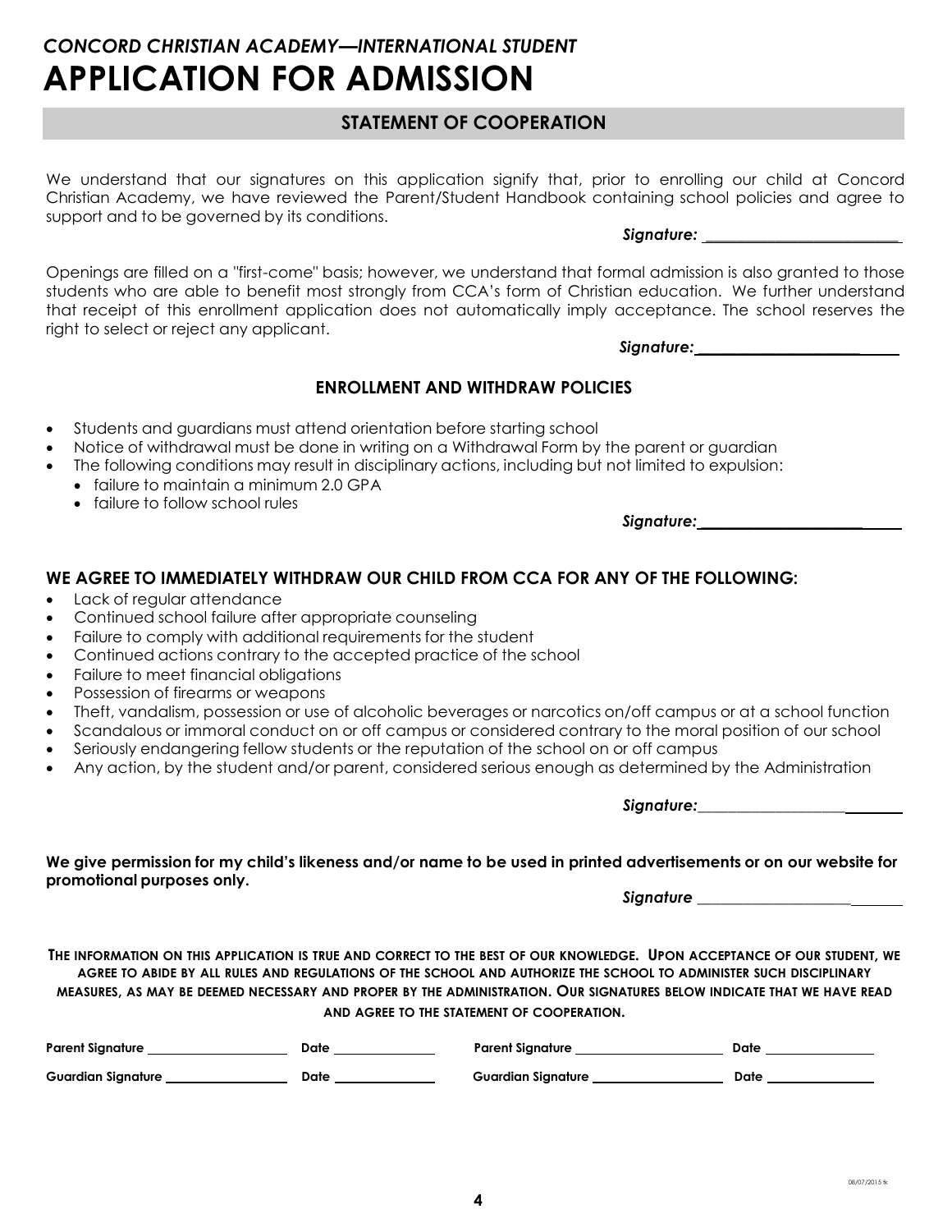*CONCORD CHRISTIAN ACADEMY—INTERNATIONAL STUDENT*

# APPLICATION FOR ADMISSION

## STATEMENT OF COOPERATION

We understand that our signatures on this application signify that, prior to enrolling our child at Concord Christian Academy, we have reviewed the Parent/Student Handbook containing school policies and agree to support and to be governed by its conditions.

***Signature:*** ___________________________

Openings are filled on a "first-come" basis; however, we understand that formal admission is also granted to those students who are able to benefit most strongly from CCA's form of Christian education. We further understand that receipt of this enrollment application does not automatically imply acceptance. The school reserves the right to select or reject any applicant.

***Signature:*** ___________________________

### ENROLLMENT AND WITHDRAW POLICIES

- Students and guardians must attend orientation before starting school
- Notice of withdrawal must be done in writing on a Withdrawal Form by the parent or guardian
- The following conditions may result in disciplinary actions, including but not limited to expulsion:
  - failure to maintain a minimum 2.0 GPA
  - failure to follow school rules

***Signature:*** ___________________________

### WE AGREE TO IMMEDIATELY WITHDRAW OUR CHILD FROM CCA FOR ANY OF THE FOLLOWING:

- Lack of regular attendance
- Continued school failure after appropriate counseling
- Failure to comply with additional requirements for the student
- Continued actions contrary to the accepted practice of the school
- Failure to meet financial obligations
- Possession of firearms or weapons
- Theft, vandalism, possession or use of alcoholic beverages or narcotics on/off campus or at a school function
- Scandalous or immoral conduct on or off campus or considered contrary to the moral position of our school
- Seriously endangering fellow students or the reputation of the school on or off campus
- Any action, by the student and/or parent, considered serious enough as determined by the Administration

***Signature:*** ___________________________

**We give permission for my child's likeness and/or name to be used in printed advertisements or on our website for promotional purposes only.**

***Signature*** ___________________________

**THE INFORMATION ON THIS APPLICATION IS TRUE AND CORRECT TO THE BEST OF OUR KNOWLEDGE. UPON ACCEPTANCE OF OUR STUDENT, WE AGREE TO ABIDE BY ALL RULES AND REGULATIONS OF THE SCHOOL AND AUTHORIZE THE SCHOOL TO ADMINISTER SUCH DISCIPLINARY MEASURES, AS MAY BE DEEMED NECESSARY AND PROPER BY THE ADMINISTRATION. OUR SIGNATURES BELOW INDICATE THAT WE HAVE READ AND AGREE TO THE STATEMENT OF COOPERATION.**

**Parent Signature** ____________________ **Date** ______________ **Parent Signature** ____________________ **Date** ______________

**Guardian Signature** ____________________ **Date** ______________ **Guardian Signature** ____________________ **Date** ______________

08/07/2015 tk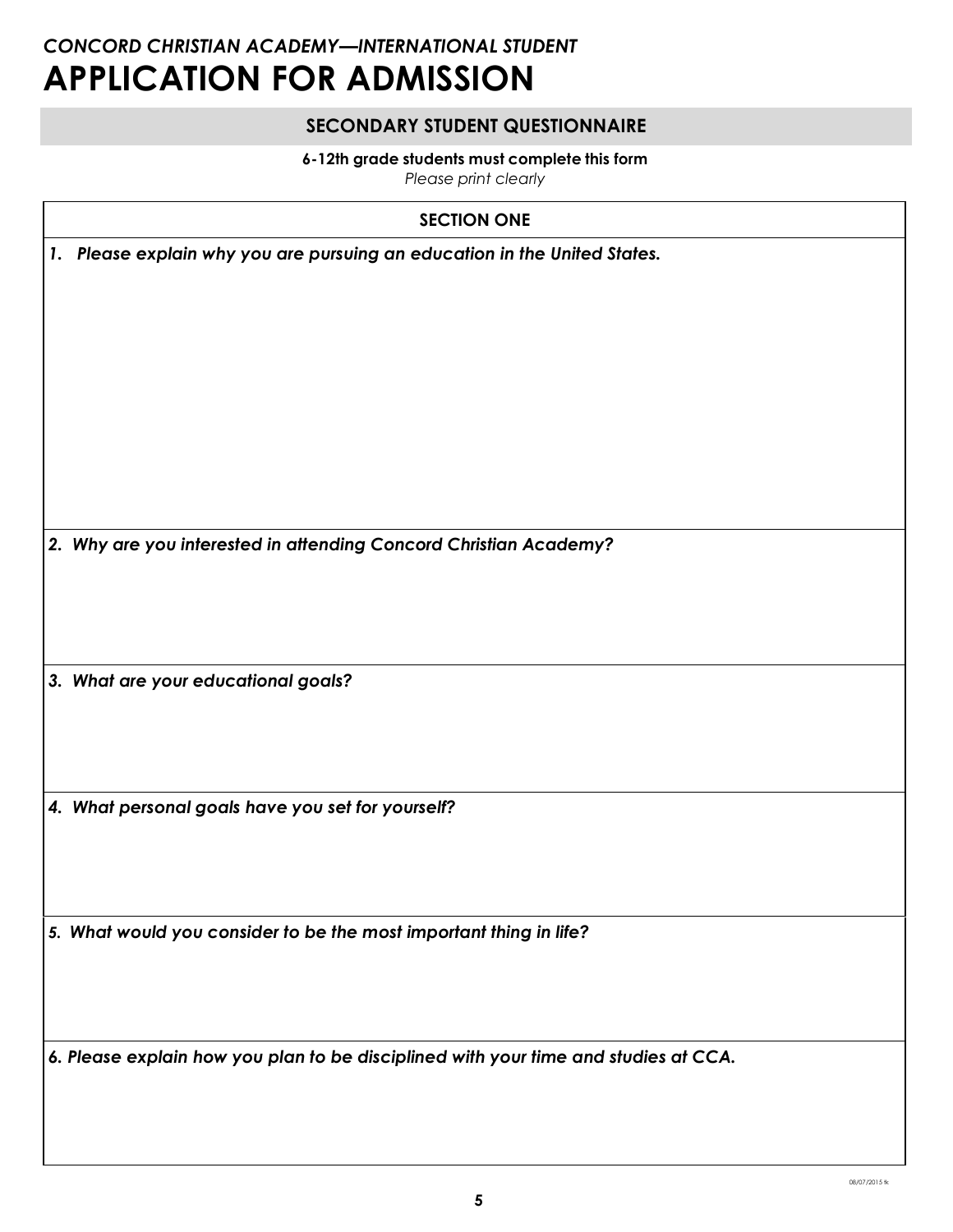*CONCORD CHRISTIAN ACADEMY—INTERNATIONAL STUDENT*

# APPLICATION FOR ADMISSION

## SECONDARY STUDENT QUESTIONNAIRE

**6-12th grade students must complete this form**

*Please print clearly*

### SECTION ONE

***1. Please explain why you are pursuing an education in the United States.***

***2. Why are you interested in attending Concord Christian Academy?***

***3. What are your educational goals?***

***4. What personal goals have you set for yourself?***

***5. What would you consider to be the most important thing in life?***

***6. Please explain how you plan to be disciplined with your time and studies at CCA.***

08/07/2015 tk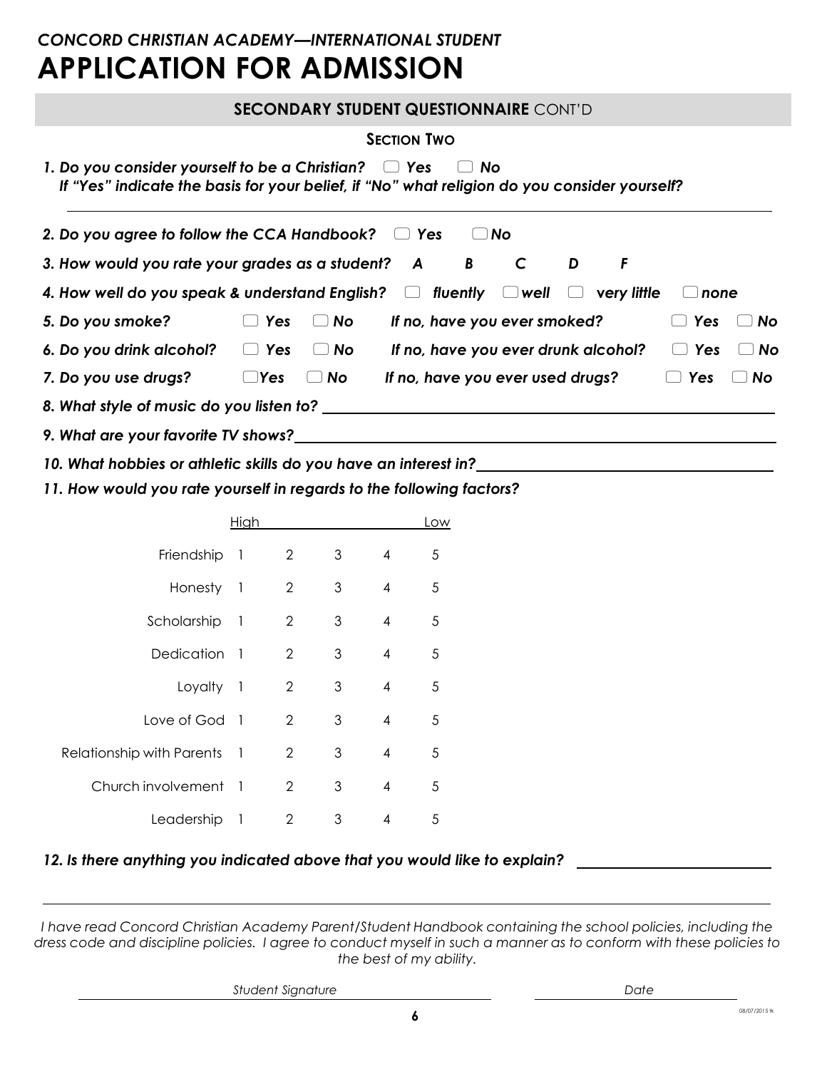*CONCORD CHRISTIAN ACADEMY—INTERNATIONAL STUDENT*

# APPLICATION FOR ADMISSION

## SECONDARY STUDENT QUESTIONNAIRE CONT'D

### SECTION TWO

***1. Do you consider yourself to be a Christian?*** ☐ ***Yes*** ☐ ***No***
***If "Yes" indicate the basis for your belief, if "No" what religion do you consider yourself?***

______________________________________________________________________

***2. Do you agree to follow the CCA Handbook?*** ☐ ***Yes*** ☐ ***No***

***3. How would you rate your grades as a student?*** ***A B C D F***

***4. How well do you speak & understand English?*** ☐ ***fluently*** ☐ ***well*** ☐ ***very little*** ☐ ***none***

***5. Do you smoke?*** ☐ ***Yes*** ☐ ***No*** ***If no, have you ever smoked?*** ☐ ***Yes*** ☐ ***No***

***6. Do you drink alcohol?*** ☐ ***Yes*** ☐ ***No*** ***If no, have you ever drunk alcohol?*** ☐ ***Yes*** ☐ ***No***

***7. Do you use drugs?*** ☐ ***Yes*** ☐ ***No*** ***If no, have you ever used drugs?*** ☐ ***Yes*** ☐ ***No***

***8. What style of music do you listen to?*** ______________________________

***9. What are your favorite TV shows?*** ______________________________

***10. What hobbies or athletic skills do you have an interest in?*** ______________________________

***11. How would you rate yourself in regards to the following factors?***

| | High | | | | Low |
|---|---|---|---|---|---|
| Friendship | 1 | 2 | 3 | 4 | 5 |
| Honesty | 1 | 2 | 3 | 4 | 5 |
| Scholarship | 1 | 2 | 3 | 4 | 5 |
| Dedication | 1 | 2 | 3 | 4 | 5 |
| Loyalty | 1 | 2 | 3 | 4 | 5 |
| Love of God | 1 | 2 | 3 | 4 | 5 |
| Relationship with Parents | 1 | 2 | 3 | 4 | 5 |
| Church involvement | 1 | 2 | 3 | 4 | 5 |
| Leadership | 1 | 2 | 3 | 4 | 5 |

***12. Is there anything you indicated above that you would like to explain?*** ______________________________

______________________________________________________________________

*I have read Concord Christian Academy Parent/Student Handbook containing the school policies, including the dress code and discipline policies. I agree to conduct myself in such a manner as to conform with these policies to the best of my ability.*

______________________________ ______________________________

*Student Signature* *Date*

08/07/2015 tk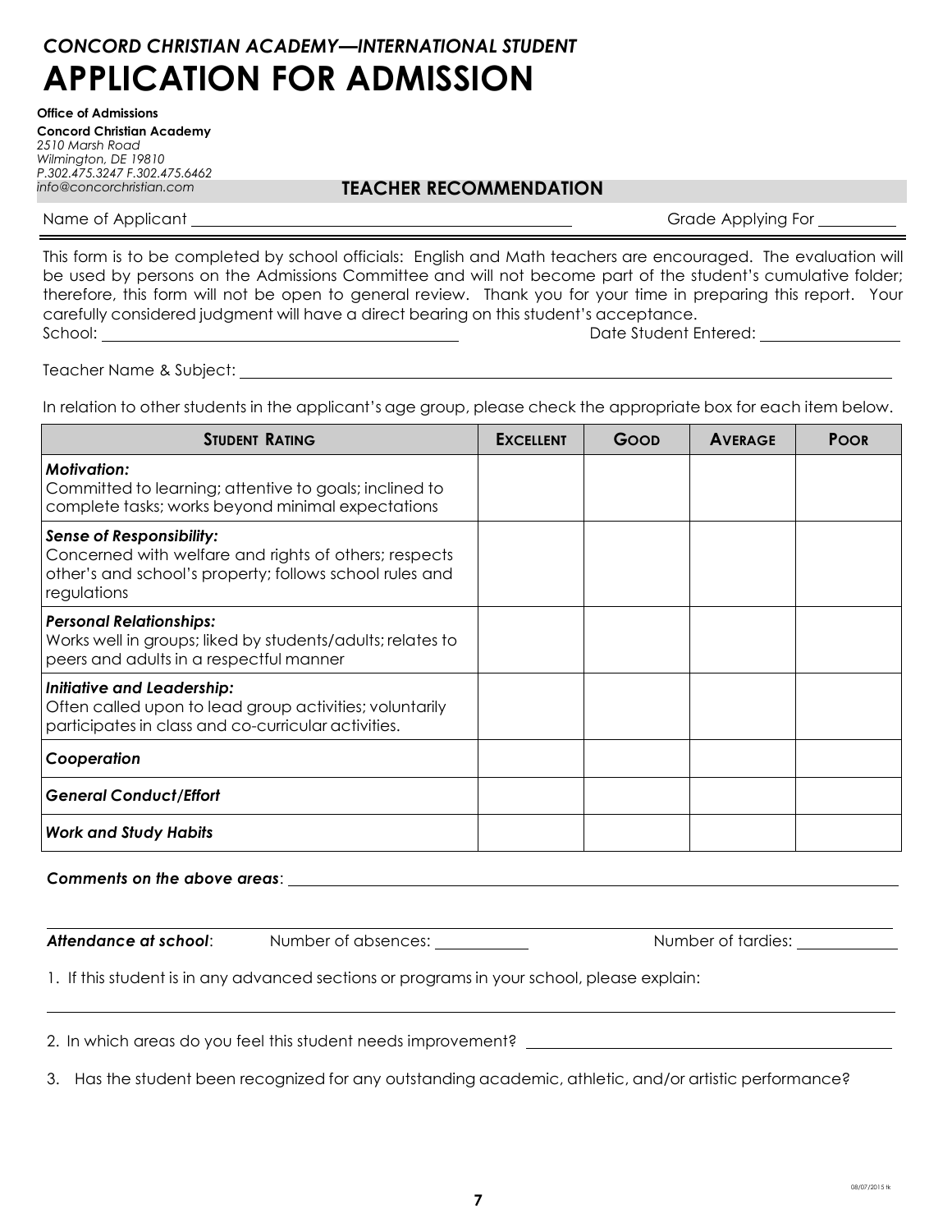## *CONCORD CHRISTIAN ACADEMY—INTERNATIONAL STUDENT*

# APPLICATION FOR ADMISSION

**Office of Admissions**
**Concord Christian Academy**
*2510 Marsh Road*
*Wilmington, DE 19810*
*P.302.475.3247 F.302.475.6462*
*info@concorchristian.com*

## TEACHER RECOMMENDATION

Name of Applicant ________________________________________ Grade Applying For __________

This form is to be completed by school officials: English and Math teachers are encouraged. The evaluation will be used by persons on the Admissions Committee and will not become part of the student's cumulative folder; therefore, this form will not be open to general review. Thank you for your time in preparing this report. Your carefully considered judgment will have a direct bearing on this student's acceptance.

School: ________________________________________ Date Student Entered: ________________

Teacher Name & Subject: ____________________________________________________________

In relation to other students in the applicant's age group, please check the appropriate box for each item below.

| STUDENT RATING | EXCELLENT | GOOD | AVERAGE | POOR |
|---|---|---|---|---|
| ***Motivation:*** Committed to learning; attentive to goals; inclined to complete tasks; works beyond minimal expectations | | | | |
| ***Sense of Responsibility:*** Concerned with welfare and rights of others; respects other's and school's property; follows school rules and regulations | | | | |
| ***Personal Relationships:*** Works well in groups; liked by students/adults; relates to peers and adults in a respectful manner | | | | |
| ***Initiative and Leadership:*** Often called upon to lead group activities; voluntarily participates in class and co-curricular activities. | | | | |
| ***Cooperation*** | | | | |
| ***General Conduct/Effort*** | | | | |
| ***Work and Study Habits*** | | | | |

***Comments on the above areas***: ____________________________________________________________

____________________________________________________________

***Attendance at school***: Number of absences: ____________ Number of tardies: ____________

1. If this student is in any advanced sections or programs in your school, please explain:

____________________________________________________________

2. In which areas do you feel this student needs improvement? ________________________________

3. Has the student been recognized for any outstanding academic, athletic, and/or artistic performance?

08/07/2015 tk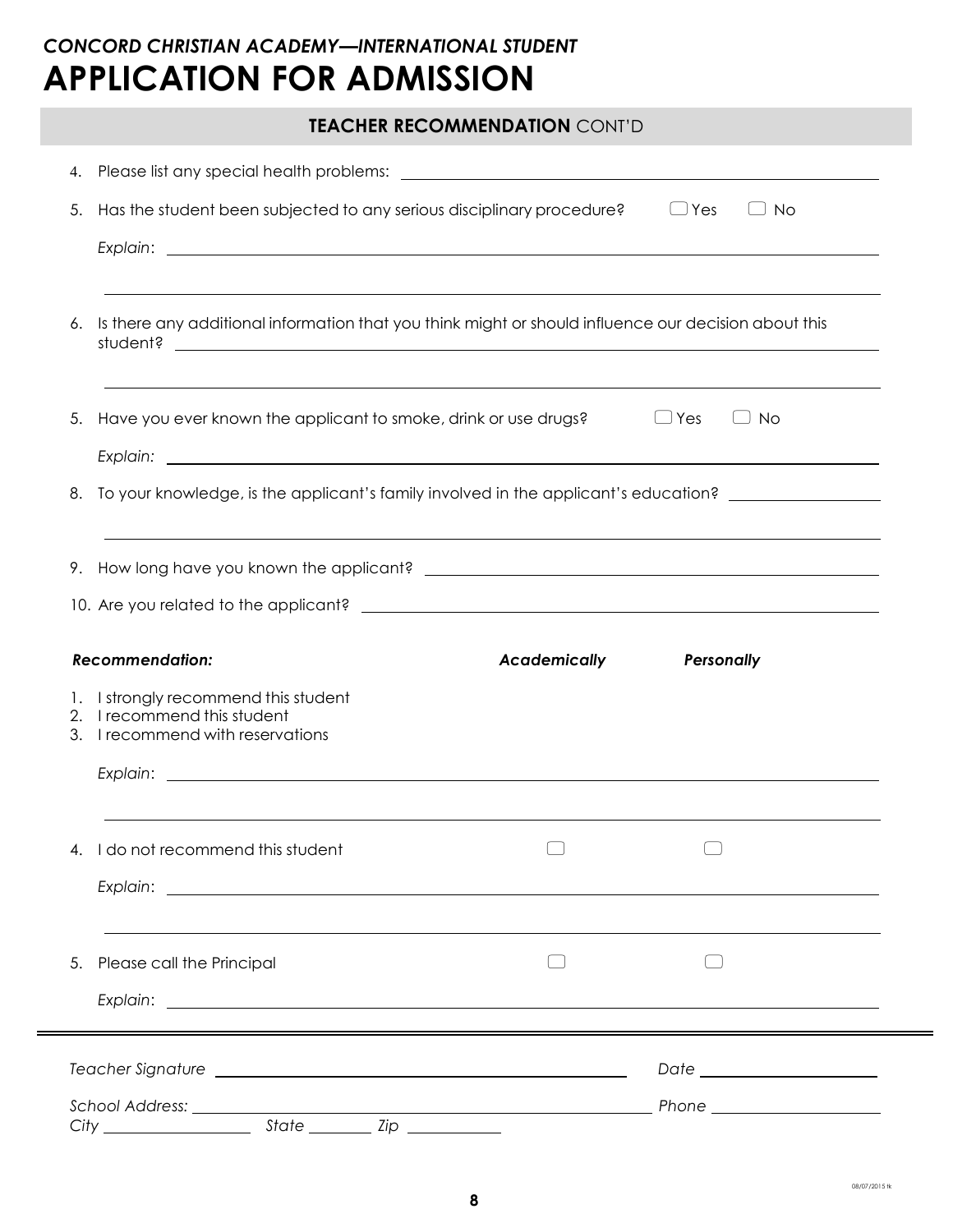*CONCORD CHRISTIAN ACADEMY—INTERNATIONAL STUDENT*

# APPLICATION FOR ADMISSION

## TEACHER RECOMMENDATION CONT'D

4. Please list any special health problems: ____________________

5. Has the student been subjected to any serious disciplinary procedure? ☐ Yes ☐ No

   *Explain*: ____________________

   ____________________

6. Is there any additional information that you think might or should influence our decision about this student? ____________________

   ____________________

5. Have you ever known the applicant to smoke, drink or use drugs? ☐ Yes ☐ No

   *Explain:* ____________________

8. To your knowledge, is the applicant's family involved in the applicant's education? ____________________

   ____________________

9. How long have you known the applicant? ____________________

10. Are you related to the applicant? ____________________

| ***Recommendation:*** | ***Academically*** | ***Personally*** |
|---|---|---|
| 1. I strongly recommend this student | | |
| 2. I recommend this student | | |
| 3. I recommend with reservations | | |
| *Explain*: ____________________ | | |
| 4. I do not recommend this student | ☐ | ☐ |
| *Explain*: ____________________ | | |
| 5. Please call the Principal | ☐ | ☐ |
| *Explain*: ____________________ | | |

*Teacher Signature* ____________________ *Date* ____________________

*School Address:* ____________________ *Phone* ____________________

*City* ____________ *State* ________ *Zip* ____________

08/07/2015 tk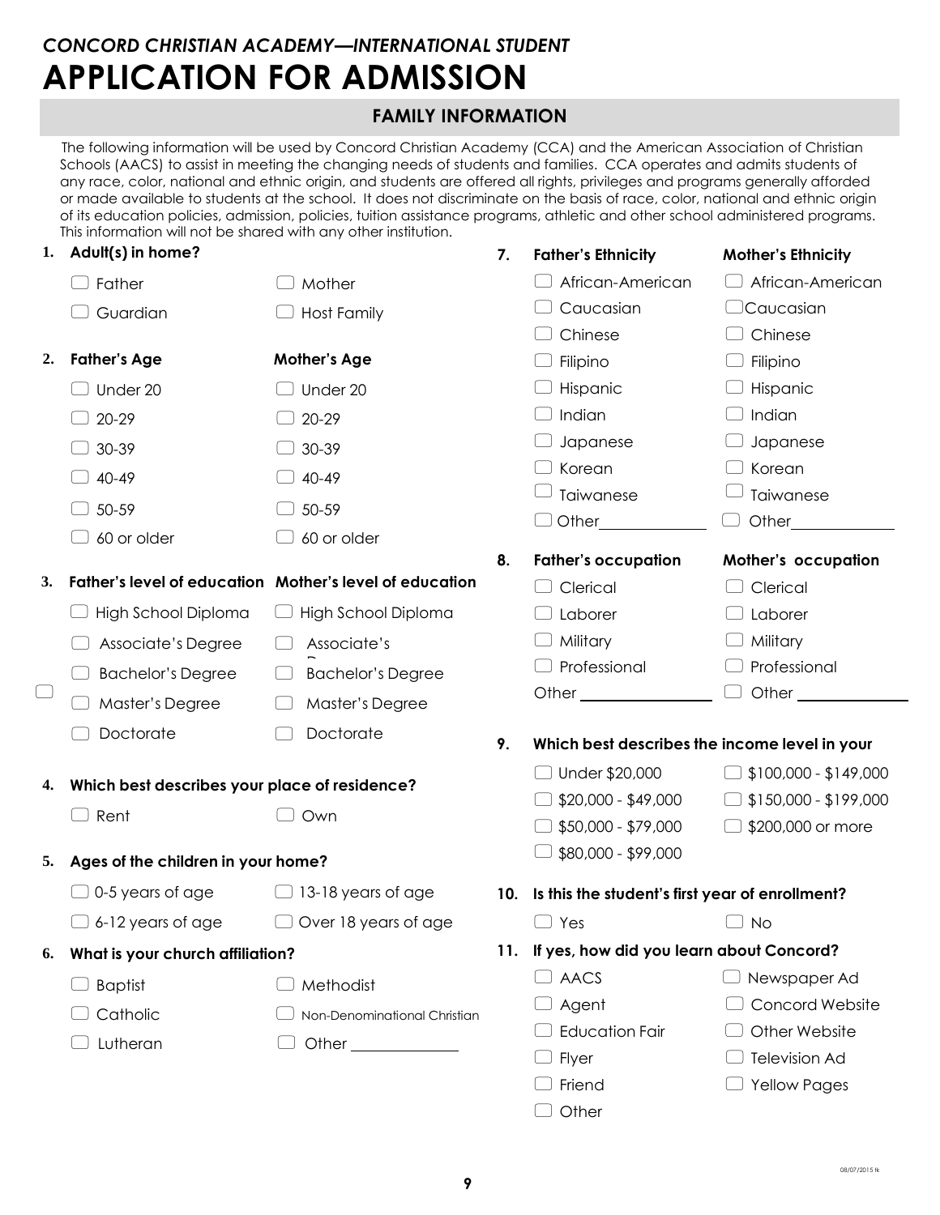*CONCORD CHRISTIAN ACADEMY—INTERNATIONAL STUDENT*

# APPLICATION FOR ADMISSION

## FAMILY INFORMATION

The following information will be used by Concord Christian Academy (CCA) and the American Association of Christian Schools (AACS) to assist in meeting the changing needs of students and families. CCA operates and admits students of any race, color, national and ethnic origin, and students are offered all rights, privileges and programs generally afforded or made available to students at the school. It does not discriminate on the basis of race, color, national and ethnic origin of its education policies, admission, policies, tuition assistance programs, athletic and other school administered programs. This information will not be shared with any other institution.

**1. Adult(s) in home?**

- ☐ Father
- ☐ Mother
- ☐ Guardian
- ☐ Host Family

**2. Father's Age / Mother's Age**

| Father's Age | Mother's Age |
|---|---|
| ☐ Under 20 | ☐ Under 20 |
| ☐ 20-29 | ☐ 20-29 |
| ☐ 30-39 | ☐ 30-39 |
| ☐ 40-49 | ☐ 40-49 |
| ☐ 50-59 | ☐ 50-59 |
| ☐ 60 or older | ☐ 60 or older |

**3. Father's level of education / Mother's level of education**

| Father's level of education | Mother's level of education |
|---|---|
| ☐ High School Diploma | ☐ High School Diploma |
| ☐ Associate's Degree | ☐ Associate's D |
| ☐ Bachelor's Degree | ☐ Bachelor's Degree |
| ☐ Master's Degree | ☐ Master's Degree |
| ☐ Doctorate | ☐ Doctorate |

**4. Which best describes your place of residence?**

- ☐ Rent
- ☐ Own

**5. Ages of the children in your home?**

- ☐ 0-5 years of age
- ☐ 13-18 years of age
- ☐ 6-12 years of age
- ☐ Over 18 years of age

**6. What is your church affiliation?**

- ☐ Baptist
- ☐ Methodist
- ☐ Catholic
- ☐ Non-Denominational Christian
- ☐ Lutheran
- ☐ Other ____________

**7. Father's Ethnicity / Mother's Ethnicity**

| Father's Ethnicity | Mother's Ethnicity |
|---|---|
| ☐ African-American | ☐ African-American |
| ☐ Caucasian | ☐ Caucasian |
| ☐ Chinese | ☐ Chinese |
| ☐ Filipino | ☐ Filipino |
| ☐ Hispanic | ☐ Hispanic |
| ☐ Indian | ☐ Indian |
| ☐ Japanese | ☐ Japanese |
| ☐ Korean | ☐ Korean |
| ☐ Taiwanese | ☐ Taiwanese |
| ☐ Other____________ | ☐ Other____________ |

**8. Father's occupation / Mother's occupation**

| Father's occupation | Mother's occupation |
|---|---|
| ☐ Clerical | ☐ Clerical |
| ☐ Laborer | ☐ Laborer |
| ☐ Military | ☐ Military |
| ☐ Professional | ☐ Professional |
| Other ____________ | ☐ Other ____________ |

**9. Which best describes the income level in your**

- ☐ Under $20,000
- ☐ $20,000 - $49,000
- ☐ $50,000 - $79,000
- ☐ $80,000 - $99,000
- ☐ $100,000 - $149,000
- ☐ $150,000 - $199,000
- ☐ $200,000 or more

**10. Is this the student's first year of enrollment?**

- ☐ Yes
- ☐ No

**11. If yes, how did you learn about Concord?**

- ☐ AACS
- ☐ Newspaper Ad
- ☐ Agent
- ☐ Concord Website
- ☐ Education Fair
- ☐ Other Website
- ☐ Flyer
- ☐ Television Ad
- ☐ Friend
- ☐ Yellow Pages
- ☐ Other

08/07/2015 tk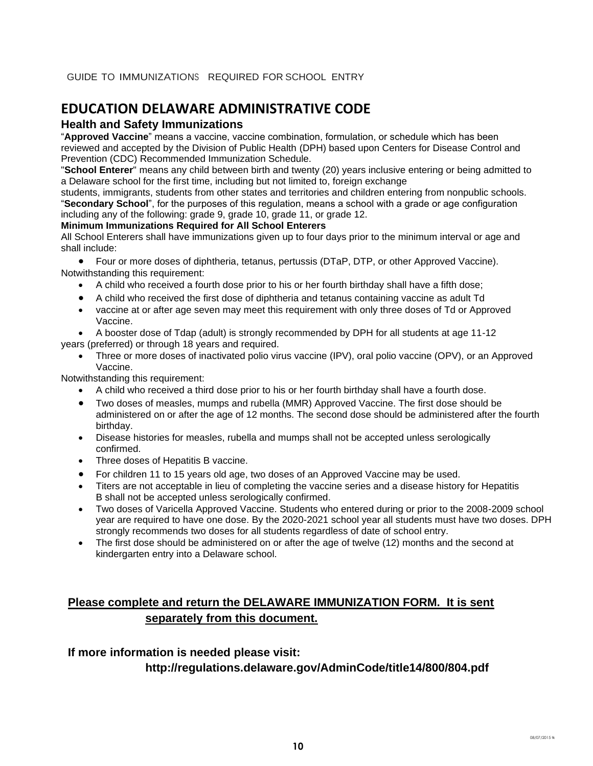GUIDE TO IMMUNIZATIONS REQUIRED FOR SCHOOL ENTRY

# EDUCATION DELAWARE ADMINISTRATIVE CODE

## Health and Safety Immunizations

"**Approved Vaccine**" means a vaccine, vaccine combination, formulation, or schedule which has been reviewed and accepted by the Division of Public Health (DPH) based upon Centers for Disease Control and Prevention (CDC) Recommended Immunization Schedule.

"**School Enterer**" means any child between birth and twenty (20) years inclusive entering or being admitted to a Delaware school for the first time, including but not limited to, foreign exchange students, immigrants, students from other states and territories and children entering from nonpublic schools.

"**Secondary School**", for the purposes of this regulation, means a school with a grade or age configuration including any of the following: grade 9, grade 10, grade 11, or grade 12.

**Minimum Immunizations Required for All School Enterers**

All School Enterers shall have immunizations given up to four days prior to the minimum interval or age and shall include:

- Four or more doses of diphtheria, tetanus, pertussis (DTaP, DTP, or other Approved Vaccine).

Notwithstanding this requirement:

- A child who received a fourth dose prior to his or her fourth birthday shall have a fifth dose;
- A child who received the first dose of diphtheria and tetanus containing vaccine as adult Td
- vaccine at or after age seven may meet this requirement with only three doses of Td or Approved Vaccine.
- A booster dose of Tdap (adult) is strongly recommended by DPH for all students at age 11-12 years (preferred) or through 18 years and required.
- Three or more doses of inactivated polio virus vaccine (IPV), oral polio vaccine (OPV), or an Approved Vaccine.

Notwithstanding this requirement:

- A child who received a third dose prior to his or her fourth birthday shall have a fourth dose.
- Two doses of measles, mumps and rubella (MMR) Approved Vaccine. The first dose should be administered on or after the age of 12 months. The second dose should be administered after the fourth birthday.
- Disease histories for measles, rubella and mumps shall not be accepted unless serologically confirmed.
- Three doses of Hepatitis B vaccine.
- For children 11 to 15 years old age, two doses of an Approved Vaccine may be used.
- Titers are not acceptable in lieu of completing the vaccine series and a disease history for Hepatitis B shall not be accepted unless serologically confirmed.
- Two doses of Varicella Approved Vaccine. Students who entered during or prior to the 2008-2009 school year are required to have one dose. By the 2020-2021 school year all students must have two doses. DPH strongly recommends two doses for all students regardless of date of school entry.
- The first dose should be administered on or after the age of twelve (12) months and the second at kindergarten entry into a Delaware school.

**<u>Please complete and return the DELAWARE IMMUNIZATION FORM. It is sent separately from this document.</u>**

**If more information is needed please visit:**

**http://regulations.delaware.gov/AdminCode/title14/800/804.pdf**

08/07/2015 tk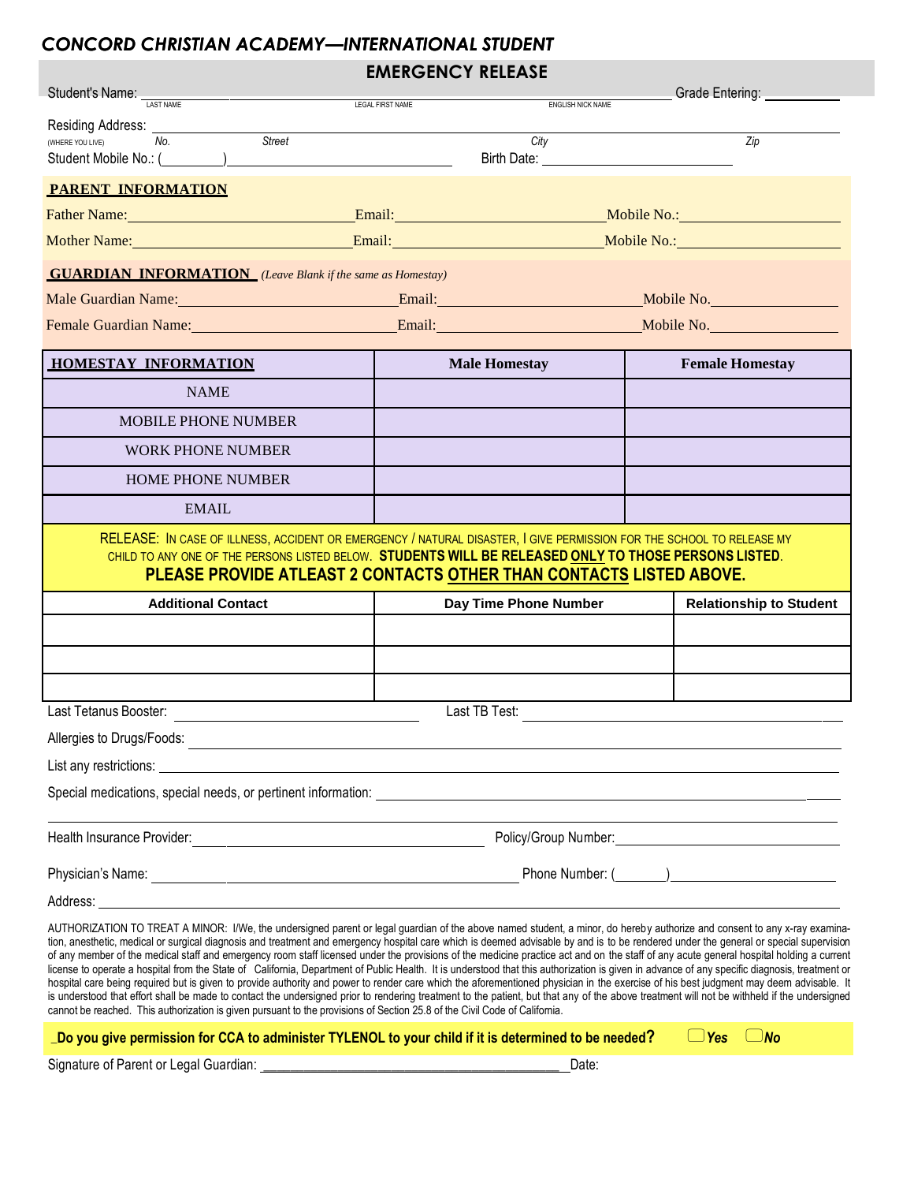# *CONCORD CHRISTIAN ACADEMY—INTERNATIONAL STUDENT*

## EMERGENCY RELEASE

Student's Name: ______________ (LAST NAME) ______________ (LEGAL FIRST NAME) ______________ (ENGLISH NICK NAME) Grade Entering: __________

Residing Address: (WHERE YOU LIVE) No. ______ Street ______________ City ______________ Zip ______

Student Mobile No.: (________) ______________ Birth Date: ______________

**PARENT INFORMATION**

Father Name: ______________ Email: ______________ Mobile No.: ______________

Mother Name: ______________ Email: ______________ Mobile No.: ______________

**GUARDIAN INFORMATION** *(Leave Blank if the same as Homestay)*

Male Guardian Name: ______________ Email: ______________ Mobile No. ______________

Female Guardian Name: ______________ Email: ______________ Mobile No. ______________

| HOMESTAY INFORMATION | Male Homestay | Female Homestay |
|---|---|---|
| NAME | | |
| MOBILE PHONE NUMBER | | |
| WORK PHONE NUMBER | | |
| HOME PHONE NUMBER | | |
| EMAIL | | |

RELEASE: IN CASE OF ILLNESS, ACCIDENT OR EMERGENCY / NATURAL DISASTER, I GIVE PERMISSION FOR THE SCHOOL TO RELEASE MY CHILD TO ANY ONE OF THE PERSONS LISTED BELOW. **STUDENTS WILL BE RELEASED ONLY TO THOSE PERSONS LISTED.**

**PLEASE PROVIDE ATLEAST 2 CONTACTS OTHER THAN CONTACTS LISTED ABOVE.**

| Additional Contact | Day Time Phone Number | Relationship to Student |
|---|---|---|
| | | |
| | | |
| | | |

Last Tetanus Booster: ______________ Last TB Test: ______________

Allergies to Drugs/Foods: ______________

List any restrictions: ______________

Special medications, special needs, or pertinent information: ______________

Health Insurance Provider: ______________ Policy/Group Number: ______________

Physician's Name: ______________ Phone Number: (______) ______________

Address: ______________

AUTHORIZATION TO TREAT A MINOR: I/We, the undersigned parent or legal guardian of the above named student, a minor, do hereby authorize and consent to any x-ray examination, anesthetic, medical or surgical diagnosis and treatment and emergency hospital care which is deemed advisable by and is to be rendered under the general or special supervision of any member of the medical staff and emergency room staff licensed under the provisions of the medicine practice act and on the staff of any acute general hospital holding a current license to operate a hospital from the State of California, Department of Public Health. It is understood that this authorization is given in advance of any specific diagnosis, treatment or hospital care being required but is given to provide authority and power to render care which the aforementioned physician in the exercise of his best judgment may deem advisable. It is understood that effort shall be made to contact the undersigned prior to rendering treatment to the patient, but that any of the above treatment will not be withheld if the undersigned cannot be reached. This authorization is given pursuant to the provisions of Section 25.8 of the Civil Code of California.

**_Do you give permission for CCA to administer TYLENOL to your child if it is determined to be needed?** ☐ ***Yes*** ☐ ***No***

Signature of Parent or Legal Guardian: ______________ Date: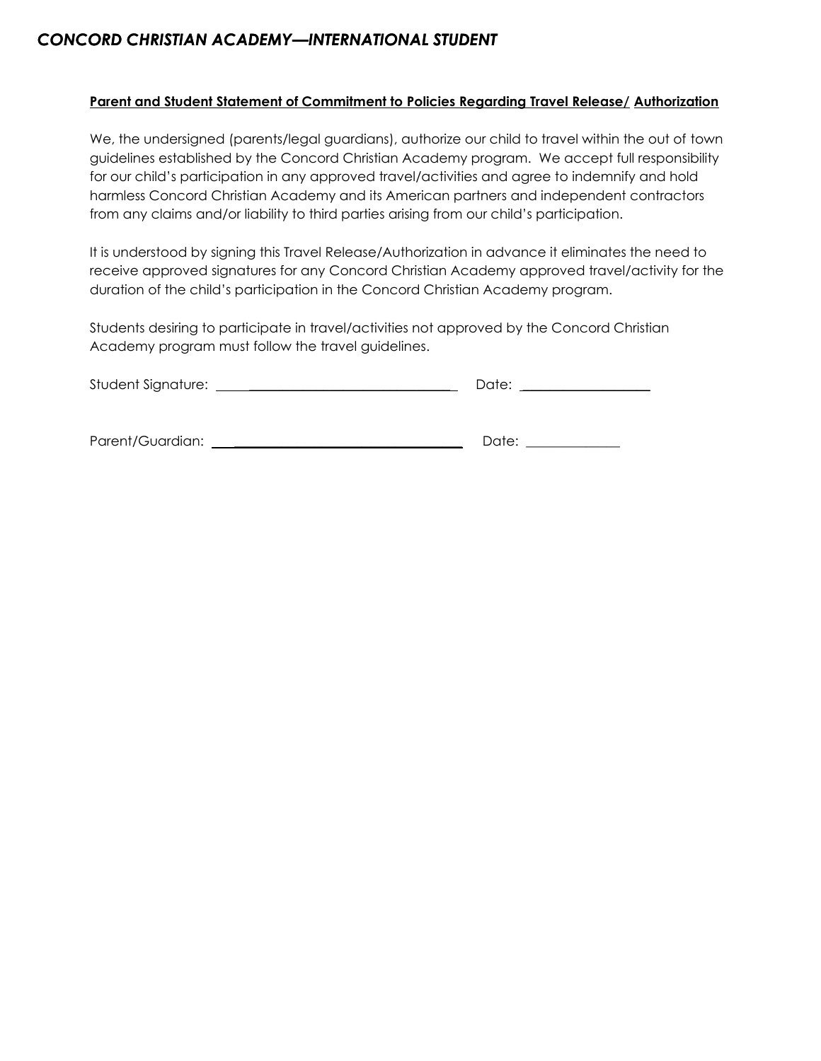# *CONCORD CHRISTIAN ACADEMY—INTERNATIONAL STUDENT*

**Parent and Student Statement of Commitment to Policies Regarding Travel Release/ Authorization**

We, the undersigned (parents/legal guardians), authorize our child to travel within the out of town guidelines established by the Concord Christian Academy program. We accept full responsibility for our child's participation in any approved travel/activities and agree to indemnify and hold harmless Concord Christian Academy and its American partners and independent contractors from any claims and/or liability to third parties arising from our child's participation.

It is understood by signing this Travel Release/Authorization in advance it eliminates the need to receive approved signatures for any Concord Christian Academy approved travel/activity for the duration of the child's participation in the Concord Christian Academy program.

Students desiring to participate in travel/activities not approved by the Concord Christian Academy program must follow the travel guidelines.

Student Signature: ___________________________________ Date: __________________

Parent/Guardian: ___________________________________ Date: ______________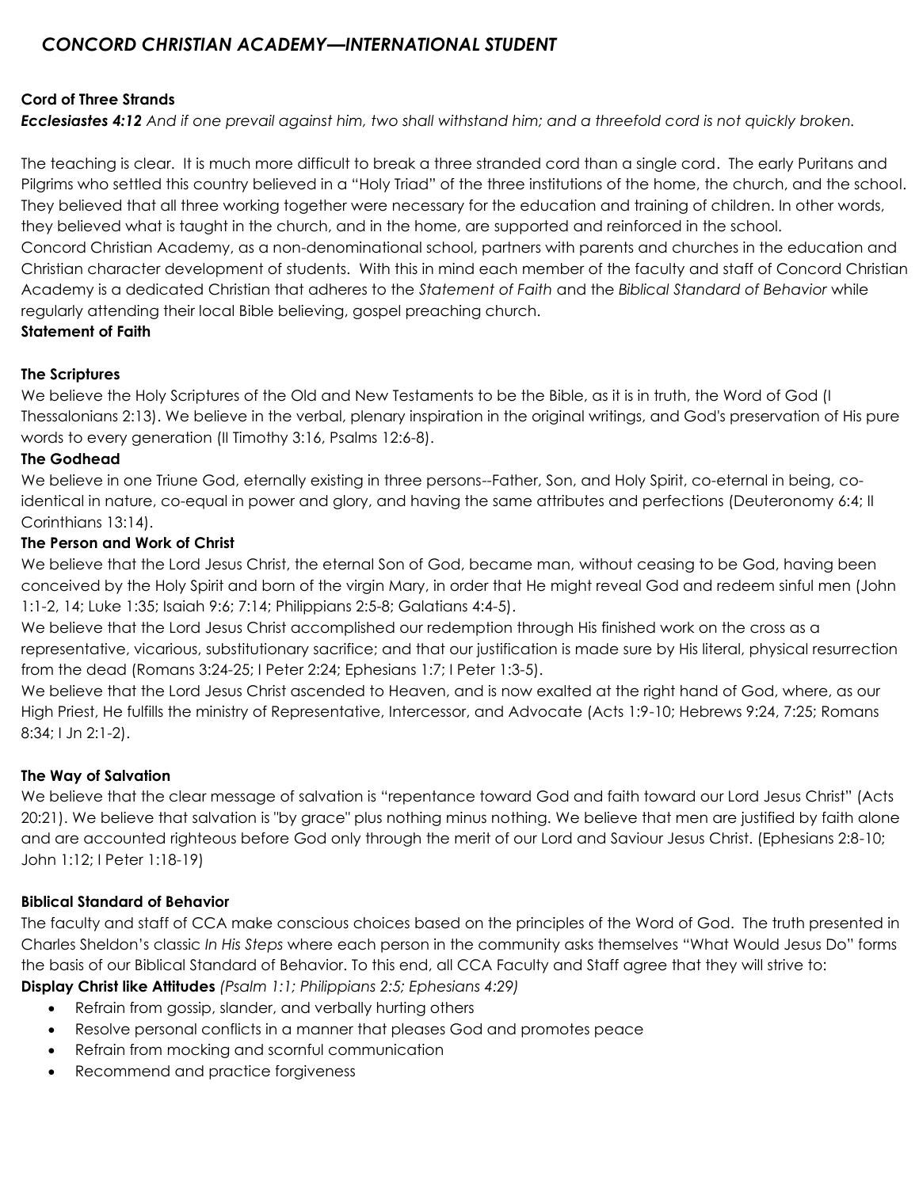## *CONCORD CHRISTIAN ACADEMY—INTERNATIONAL STUDENT*

**Cord of Three Strands**

***Ecclesiastes 4:12*** *And if one prevail against him, two shall withstand him; and a threefold cord is not quickly broken.*

The teaching is clear. It is much more difficult to break a three stranded cord than a single cord. The early Puritans and Pilgrims who settled this country believed in a "Holy Triad" of the three institutions of the home, the church, and the school. They believed that all three working together were necessary for the education and training of children. In other words, they believed what is taught in the church, and in the home, are supported and reinforced in the school.

Concord Christian Academy, as a non-denominational school, partners with parents and churches in the education and Christian character development of students. With this in mind each member of the faculty and staff of Concord Christian Academy is a dedicated Christian that adheres to the *Statement of Faith* and the *Biblical Standard of Behavior* while regularly attending their local Bible believing, gospel preaching church.

**Statement of Faith**

**The Scriptures**

We believe the Holy Scriptures of the Old and New Testaments to be the Bible, as it is in truth, the Word of God (I Thessalonians 2:13). We believe in the verbal, plenary inspiration in the original writings, and God's preservation of His pure words to every generation (II Timothy 3:16, Psalms 12:6-8).

**The Godhead**

We believe in one Triune God, eternally existing in three persons--Father, Son, and Holy Spirit, co-eternal in being, co-identical in nature, co-equal in power and glory, and having the same attributes and perfections (Deuteronomy 6:4; II Corinthians 13:14).

**The Person and Work of Christ**

We believe that the Lord Jesus Christ, the eternal Son of God, became man, without ceasing to be God, having been conceived by the Holy Spirit and born of the virgin Mary, in order that He might reveal God and redeem sinful men (John 1:1-2, 14; Luke 1:35; Isaiah 9:6; 7:14; Philippians 2:5-8; Galatians 4:4-5).

We believe that the Lord Jesus Christ accomplished our redemption through His finished work on the cross as a representative, vicarious, substitutionary sacrifice; and that our justification is made sure by His literal, physical resurrection from the dead (Romans 3:24-25; I Peter 2:24; Ephesians 1:7; I Peter 1:3-5).

We believe that the Lord Jesus Christ ascended to Heaven, and is now exalted at the right hand of God, where, as our High Priest, He fulfills the ministry of Representative, Intercessor, and Advocate (Acts 1:9-10; Hebrews 9:24, 7:25; Romans 8:34; I Jn 2:1-2).

**The Way of Salvation**

We believe that the clear message of salvation is "repentance toward God and faith toward our Lord Jesus Christ" (Acts 20:21). We believe that salvation is "by grace" plus nothing minus nothing. We believe that men are justified by faith alone and are accounted righteous before God only through the merit of our Lord and Saviour Jesus Christ. (Ephesians 2:8-10; John 1:12; I Peter 1:18-19)

**Biblical Standard of Behavior**

The faculty and staff of CCA make conscious choices based on the principles of the Word of God. The truth presented in Charles Sheldon's classic *In His Steps* where each person in the community asks themselves "What Would Jesus Do" forms the basis of our Biblical Standard of Behavior. To this end, all CCA Faculty and Staff agree that they will strive to:

**Display Christ like Attitudes** *(Psalm 1:1; Philippians 2:5; Ephesians 4:29)*

- Refrain from gossip, slander, and verbally hurting others
- Resolve personal conflicts in a manner that pleases God and promotes peace
- Refrain from mocking and scornful communication
- Recommend and practice forgiveness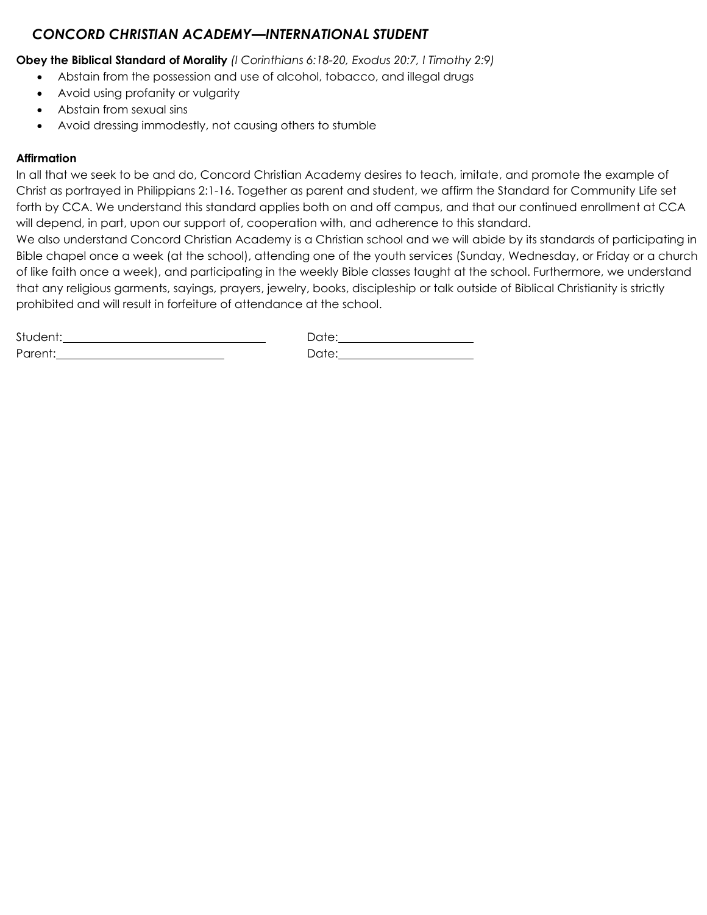## *CONCORD CHRISTIAN ACADEMY—INTERNATIONAL STUDENT*

**Obey the Biblical Standard of Morality** *(I Corinthians 6:18-20, Exodus 20:7, I Timothy 2:9)*

- Abstain from the possession and use of alcohol, tobacco, and illegal drugs
- Avoid using profanity or vulgarity
- Abstain from sexual sins
- Avoid dressing immodestly, not causing others to stumble

**Affirmation**

In all that we seek to be and do, Concord Christian Academy desires to teach, imitate, and promote the example of Christ as portrayed in Philippians 2:1-16. Together as parent and student, we affirm the Standard for Community Life set forth by CCA. We understand this standard applies both on and off campus, and that our continued enrollment at CCA will depend, in part, upon our support of, cooperation with, and adherence to this standard.

We also understand Concord Christian Academy is a Christian school and we will abide by its standards of participating in Bible chapel once a week (at the school), attending one of the youth services (Sunday, Wednesday, or Friday or a church of like faith once a week), and participating in the weekly Bible classes taught at the school. Furthermore, we understand that any religious garments, sayings, prayers, jewelry, books, discipleship or talk outside of Biblical Christianity is strictly prohibited and will result in forfeiture of attendance at the school.

Student:\_\_\_\_\_\_\_\_\_\_\_\_\_\_\_\_\_\_\_\_\_\_\_\_\_\_\_\_\_\_ Date:\_\_\_\_\_\_\_\_\_\_\_\_\_\_\_\_\_\_\_\_

Parent:\_\_\_\_\_\_\_\_\_\_\_\_\_\_\_\_\_\_\_\_\_\_\_\_\_\_ Date:\_\_\_\_\_\_\_\_\_\_\_\_\_\_\_\_\_\_\_\_